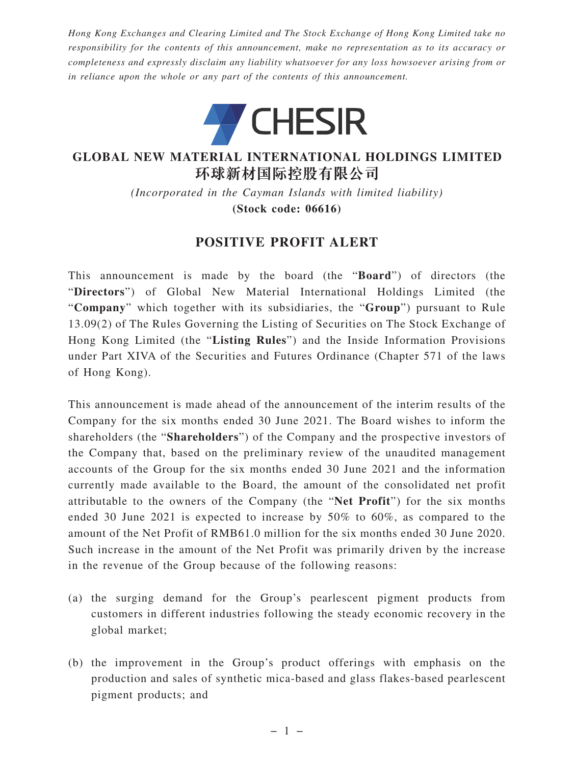*Hong Kong Exchanges and Clearing Limited and The Stock Exchange of Hong Kong Limited take no responsibility for the contents of this announcement, make no representation as to its accuracy or completeness and expressly disclaim any liability whatsoever for any loss howsoever arising from or in reliance upon the whole or any part of the contents of this announcement.*

CHESIR

# GLOBAL NEW MATERIAL INTERNATIONAL HOLDINGS LIMITED
# 环球新材国际控股有限公司

*(Incorporated in the Cayman Islands with limited liability)*

**(Stock code: 06616)**

## POSITIVE PROFIT ALERT

This announcement is made by the board (the "**Board**") of directors (the "**Directors**") of Global New Material International Holdings Limited (the "**Company**" which together with its subsidiaries, the "**Group**") pursuant to Rule 13.09(2) of The Rules Governing the Listing of Securities on The Stock Exchange of Hong Kong Limited (the "**Listing Rules**") and the Inside Information Provisions under Part XIVA of the Securities and Futures Ordinance (Chapter 571 of the laws of Hong Kong).

This announcement is made ahead of the announcement of the interim results of the Company for the six months ended 30 June 2021. The Board wishes to inform the shareholders (the "**Shareholders**") of the Company and the prospective investors of the Company that, based on the preliminary review of the unaudited management accounts of the Group for the six months ended 30 June 2021 and the information currently made available to the Board, the amount of the consolidated net profit attributable to the owners of the Company (the "**Net Profit**") for the six months ended 30 June 2021 is expected to increase by 50% to 60%, as compared to the amount of the Net Profit of RMB61.0 million for the six months ended 30 June 2020. Such increase in the amount of the Net Profit was primarily driven by the increase in the revenue of the Group because of the following reasons:

(a) the surging demand for the Group's pearlescent pigment products from customers in different industries following the steady economic recovery in the global market;

(b) the improvement in the Group's product offerings with emphasis on the production and sales of synthetic mica-based and glass flakes-based pearlescent pigment products; and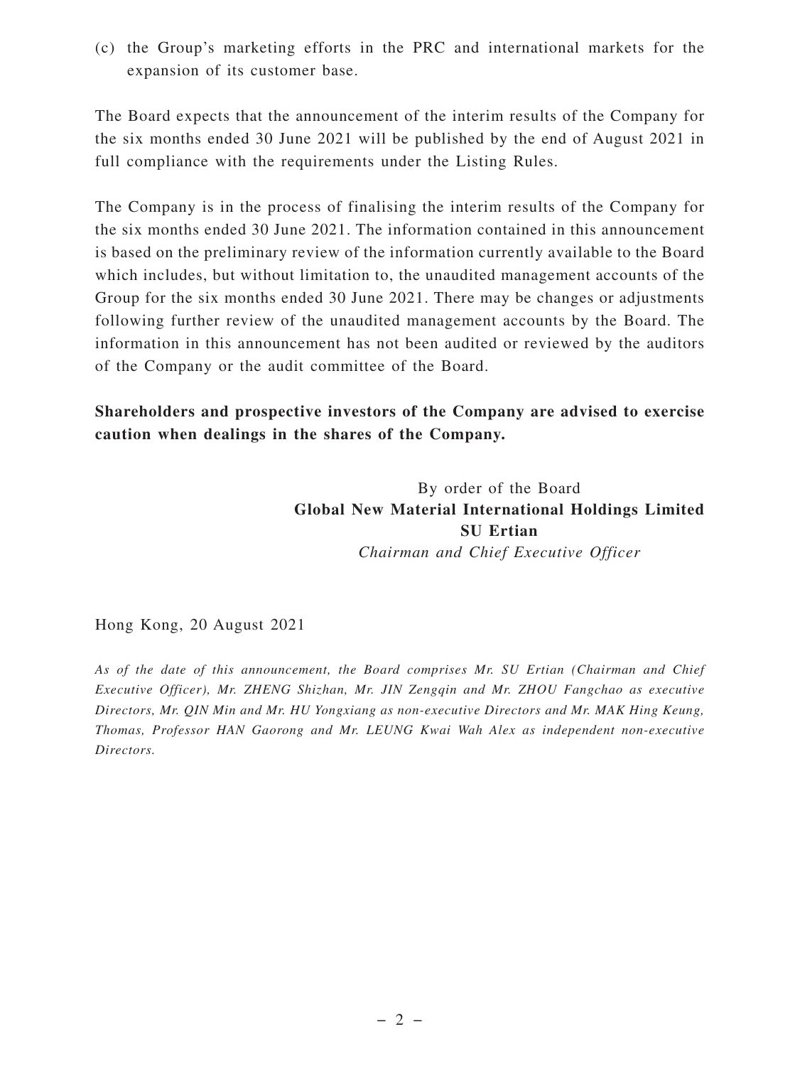(c) the Group's marketing efforts in the PRC and international markets for the expansion of its customer base.

The Board expects that the announcement of the interim results of the Company for the six months ended 30 June 2021 will be published by the end of August 2021 in full compliance with the requirements under the Listing Rules.

The Company is in the process of finalising the interim results of the Company for the six months ended 30 June 2021. The information contained in this announcement is based on the preliminary review of the information currently available to the Board which includes, but without limitation to, the unaudited management accounts of the Group for the six months ended 30 June 2021. There may be changes or adjustments following further review of the unaudited management accounts by the Board. The information in this announcement has not been audited or reviewed by the auditors of the Company or the audit committee of the Board.

**Shareholders and prospective investors of the Company are advised to exercise caution when dealings in the shares of the Company.**

By order of the Board
**Global New Material International Holdings Limited**
**SU Ertian**
*Chairman and Chief Executive Officer*

Hong Kong, 20 August 2021

*As of the date of this announcement, the Board comprises Mr. SU Ertian (Chairman and Chief Executive Officer), Mr. ZHENG Shizhan, Mr. JIN Zengqin and Mr. ZHOU Fangchao as executive Directors, Mr. QIN Min and Mr. HU Yongxiang as non-executive Directors and Mr. MAK Hing Keung, Thomas, Professor HAN Gaorong and Mr. LEUNG Kwai Wah Alex as independent non-executive Directors.*